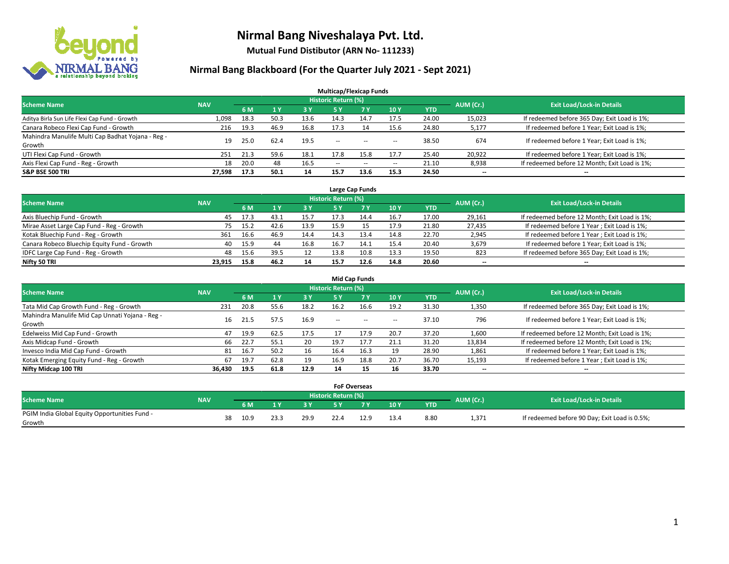# Nirmal Bang Niveshalaya Pvt. Ltd.

**Mutual Fund Distibutor (ARN No- 111233)**

## Nirmal Bang Blackboard (For the Quarter July 2021 - Sept 2021)

### Multicap/Flexicap Funds

| Scheme Name | NAV | Historic Return (%) | | | | | | | AUM (Cr.) | Exit Load/Lock-in Details |
|---|---|---|---|---|---|---|---|---|---|---|
| | | 6 M | 1 Y | 3 Y | 5 Y | 7 Y | 10 Y | YTD | | |
| Aditya Birla Sun Life Flexi Cap Fund - Growth | 1,098 | 18.3 | 50.3 | 13.6 | 14.3 | 14.7 | 17.5 | 24.00 | 15,023 | If redeemed before 365 Day; Exit Load is 1%; |
| Canara Robeco Flexi Cap Fund - Growth | 216 | 19.3 | 46.9 | 16.8 | 17.3 | 14 | 15.6 | 24.80 | 5,177 | If redeemed before 1 Year; Exit Load is 1%; |
| Mahindra Manulife Multi Cap Badhat Yojana - Reg - Growth | 19 | 25.0 | 62.4 | 19.5 | -- | -- | -- | 38.50 | 674 | If redeemed before 1 Year; Exit Load is 1%; |
| UTI Flexi Cap Fund - Growth | 251 | 21.3 | 59.6 | 18.1 | 17.8 | 15.8 | 17.7 | 25.40 | 20,922 | If redeemed before 1 Year; Exit Load is 1%; |
| Axis Flexi Cap Fund - Reg - Growth | 18 | 20.0 | 48 | 16.5 | -- | -- | -- | 21.10 | 8,938 | If redeemed before 12 Month; Exit Load is 1%; |
| **S&P BSE 500 TRI** | **27,598** | **17.3** | **50.1** | **14** | **15.7** | **13.6** | **15.3** | **24.50** | **--** | **--** |

### Large Cap Funds

| Scheme Name | NAV | Historic Return (%) | | | | | | | AUM (Cr.) | Exit Load/Lock-in Details |
|---|---|---|---|---|---|---|---|---|---|---|
| | | 6 M | 1 Y | 3 Y | 5 Y | 7 Y | 10 Y | YTD | | |
| Axis Bluechip Fund - Growth | 45 | 17.3 | 43.1 | 15.7 | 17.3 | 14.4 | 16.7 | 17.00 | 29,161 | If redeemed before 12 Month; Exit Load is 1%; |
| Mirae Asset Large Cap Fund - Reg - Growth | 75 | 15.2 | 42.6 | 13.9 | 15.9 | 15 | 17.9 | 21.80 | 27,435 | If redeemed before 1 Year ; Exit Load is 1%; |
| Kotak Bluechip Fund - Reg - Growth | 361 | 16.6 | 46.9 | 14.4 | 14.3 | 13.4 | 14.8 | 22.70 | 2,945 | If redeemed before 1 Year ; Exit Load is 1%; |
| Canara Robeco Bluechip Equity Fund - Growth | 40 | 15.9 | 44 | 16.8 | 16.7 | 14.1 | 15.4 | 20.40 | 3,679 | If redeemed before 1 Year; Exit Load is 1%; |
| IDFC Large Cap Fund - Reg - Growth | 48 | 15.6 | 39.5 | 12 | 13.8 | 10.8 | 13.3 | 19.50 | 823 | If redeemed before 365 Day; Exit Load is 1%; |
| **Nifty 50 TRI** | **23,915** | **15.8** | **46.2** | **14** | **15.7** | **12.6** | **14.8** | **20.60** | **--** | **--** |

### Mid Cap Funds

| Scheme Name | NAV | Historic Return (%) | | | | | | | AUM (Cr.) | Exit Load/Lock-in Details |
|---|---|---|---|---|---|---|---|---|---|---|
| | | 6 M | 1 Y | 3 Y | 5 Y | 7 Y | 10 Y | YTD | | |
| Tata Mid Cap Growth Fund - Reg - Growth | 231 | 20.8 | 55.6 | 18.2 | 16.2 | 16.6 | 19.2 | 31.30 | 1,350 | If redeemed before 365 Day; Exit Load is 1%; |
| Mahindra Manulife Mid Cap Unnati Yojana - Reg - Growth | 16 | 21.5 | 57.5 | 16.9 | -- | -- | -- | 37.10 | 796 | If redeemed before 1 Year; Exit Load is 1%; |
| Edelweiss Mid Cap Fund - Growth | 47 | 19.9 | 62.5 | 17.5 | 17 | 17.9 | 20.7 | 37.20 | 1,600 | If redeemed before 12 Month; Exit Load is 1%; |
| Axis Midcap Fund - Growth | 66 | 22.7 | 55.1 | 20 | 19.7 | 17.7 | 21.1 | 31.20 | 13,834 | If redeemed before 12 Month; Exit Load is 1%; |
| Invesco India Mid Cap Fund - Growth | 81 | 16.7 | 50.2 | 16 | 16.4 | 16.3 | 19 | 28.90 | 1,861 | If redeemed before 1 Year; Exit Load is 1%; |
| Kotak Emerging Equity Fund - Reg - Growth | 67 | 19.7 | 62.8 | 19 | 16.9 | 18.8 | 20.7 | 36.70 | 15,193 | If redeemed before 1 Year ; Exit Load is 1%; |
| **Nifty Midcap 100 TRI** | **36,430** | **19.5** | **61.8** | **12.9** | **14** | **15** | **16** | **33.70** | **--** | **--** |

### FoF Overseas

| Scheme Name | NAV | Historic Return (%) | | | | | | | AUM (Cr.) | Exit Load/Lock-in Details |
|---|---|---|---|---|---|---|---|---|---|---|
| | | 6 M | 1 Y | 3 Y | 5 Y | 7 Y | 10 Y | YTD | | |
| PGIM India Global Equity Opportunities Fund - Growth | 38 | 10.9 | 23.3 | 29.9 | 22.4 | 12.9 | 13.4 | 8.80 | 1,371 | If redeemed before 90 Day; Exit Load is 0.5%; |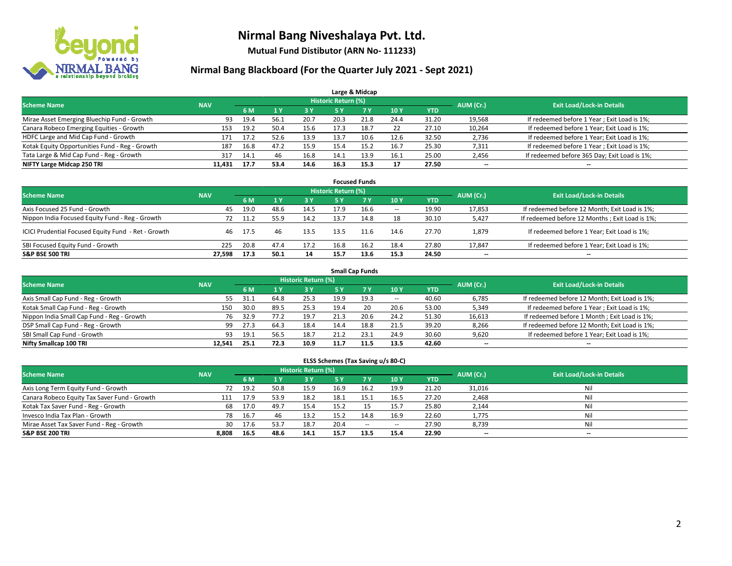# Nirmal Bang Niveshalaya Pvt. Ltd.

**Mutual Fund Distibutor (ARN No- 111233)**

## Nirmal Bang Blackboard (For the Quarter July 2021 - Sept 2021)

### Large & Midcap

| Scheme Name | NAV | Historic Return (%) | | | | | | | AUM (Cr.) | Exit Load/Lock-in Details |
|---|---|---|---|---|---|---|---|---|---|---|
| | | 6 M | 1 Y | 3 Y | 5 Y | 7 Y | 10 Y | YTD | | |
| Mirae Asset Emerging Bluechip Fund - Growth | 93 | 19.4 | 56.1 | 20.7 | 20.3 | 21.8 | 24.4 | 31.20 | 19,568 | If redeemed before 1 Year ; Exit Load is 1%; |
| Canara Robeco Emerging Equities - Growth | 153 | 19.2 | 50.4 | 15.6 | 17.3 | 18.7 | 22 | 27.10 | 10,264 | If redeemed before 1 Year; Exit Load is 1%; |
| HDFC Large and Mid Cap Fund - Growth | 171 | 17.2 | 52.6 | 13.9 | 13.7 | 10.6 | 12.6 | 32.50 | 2,736 | If redeemed before 1 Year; Exit Load is 1%; |
| Kotak Equity Opportunities Fund - Reg - Growth | 187 | 16.8 | 47.2 | 15.9 | 15.4 | 15.2 | 16.7 | 25.30 | 7,311 | If redeemed before 1 Year ; Exit Load is 1%; |
| Tata Large & Mid Cap Fund - Reg - Growth | 317 | 14.1 | 46 | 16.8 | 14.1 | 13.9 | 16.1 | 25.00 | 2,456 | If redeemed before 365 Day; Exit Load is 1%; |
| **NIFTY Large Midcap 250 TRI** | **11,431** | **17.7** | **53.4** | **14.6** | **16.3** | **15.3** | **17** | **27.50** | **--** | **--** |

### Focused Funds

| Scheme Name | NAV | Historic Return (%) | | | | | | | AUM (Cr.) | Exit Load/Lock-in Details |
|---|---|---|---|---|---|---|---|---|---|---|
| | | 6 M | 1 Y | 3 Y | 5 Y | 7 Y | 10 Y | YTD | | |
| Axis Focused 25 Fund - Growth | 45 | 19.0 | 48.6 | 14.5 | 17.9 | 16.6 | -- | 19.90 | 17,853 | If redeemed before 12 Month; Exit Load is 1%; |
| Nippon India Focused Equity Fund - Reg - Growth | 72 | 11.2 | 55.9 | 14.2 | 13.7 | 14.8 | 18 | 30.10 | 5,427 | If redeemed before 12 Months ; Exit Load is 1%; |
| ICICI Prudential Focused Equity Fund - Ret - Growth | 46 | 17.5 | 46 | 13.5 | 13.5 | 11.6 | 14.6 | 27.70 | 1,879 | If redeemed before 1 Year; Exit Load is 1%; |
| SBI Focused Equity Fund - Growth | 225 | 20.8 | 47.4 | 17.2 | 16.8 | 16.2 | 18.4 | 27.80 | 17,847 | If redeemed before 1 Year; Exit Load is 1%; |
| **S&P BSE 500 TRI** | **27,598** | **17.3** | **50.1** | **14** | **15.7** | **13.6** | **15.3** | **24.50** | **--** | **--** |

### Small Cap Funds

| Scheme Name | NAV | Historic Return (%) | | | | | | | AUM (Cr.) | Exit Load/Lock-in Details |
|---|---|---|---|---|---|---|---|---|---|---|
| | | 6 M | 1 Y | 3 Y | 5 Y | 7 Y | 10 Y | YTD | | |
| Axis Small Cap Fund - Reg - Growth | 55 | 31.1 | 64.8 | 25.3 | 19.9 | 19.3 | -- | 40.60 | 6,785 | If redeemed before 12 Month; Exit Load is 1%; |
| Kotak Small Cap Fund - Reg - Growth | 150 | 30.0 | 89.5 | 25.3 | 19.4 | 20 | 20.6 | 53.00 | 5,349 | If redeemed before 1 Year ; Exit Load is 1%; |
| Nippon India Small Cap Fund - Reg - Growth | 76 | 32.9 | 77.2 | 19.7 | 21.3 | 20.6 | 24.2 | 51.30 | 16,613 | If redeemed before 1 Month ; Exit Load is 1%; |
| DSP Small Cap Fund - Reg - Growth | 99 | 27.3 | 64.3 | 18.4 | 14.4 | 18.8 | 21.5 | 39.20 | 8,266 | If redeemed before 12 Month; Exit Load is 1%; |
| SBI Small Cap Fund - Growth | 93 | 19.1 | 56.5 | 18.7 | 21.2 | 23.1 | 24.9 | 30.60 | 9,620 | If redeemed before 1 Year; Exit Load is 1%; |
| **Nifty Smallcap 100 TRI** | **12,541** | **25.1** | **72.3** | **10.9** | **11.7** | **11.5** | **13.5** | **42.60** | **--** | **--** |

### ELSS Schemes (Tax Saving u/s 80-C)

| Scheme Name | NAV | Historic Return (%) | | | | | | | AUM (Cr.) | Exit Load/Lock-in Details |
|---|---|---|---|---|---|---|---|---|---|---|
| | | 6 M | 1 Y | 3 Y | 5 Y | 7 Y | 10 Y | YTD | | |
| Axis Long Term Equity Fund - Growth | 72 | 19.2 | 50.8 | 15.9 | 16.9 | 16.2 | 19.9 | 21.20 | 31,016 | Nil |
| Canara Robeco Equity Tax Saver Fund - Growth | 111 | 17.9 | 53.9 | 18.2 | 18.1 | 15.1 | 16.5 | 27.20 | 2,468 | Nil |
| Kotak Tax Saver Fund - Reg - Growth | 68 | 17.0 | 49.7 | 15.4 | 15.2 | 15 | 15.7 | 25.80 | 2,144 | Nil |
| Invesco India Tax Plan - Growth | 78 | 16.7 | 46 | 13.2 | 15.2 | 14.8 | 16.9 | 22.60 | 1,775 | Nil |
| Mirae Asset Tax Saver Fund - Reg - Growth | 30 | 17.6 | 53.7 | 18.7 | 20.4 | -- | -- | 27.90 | 8,739 | Nil |
| **S&P BSE 200 TRI** | **8,808** | **16.5** | **48.6** | **14.1** | **15.7** | **13.5** | **15.4** | **22.90** | **--** | **--** |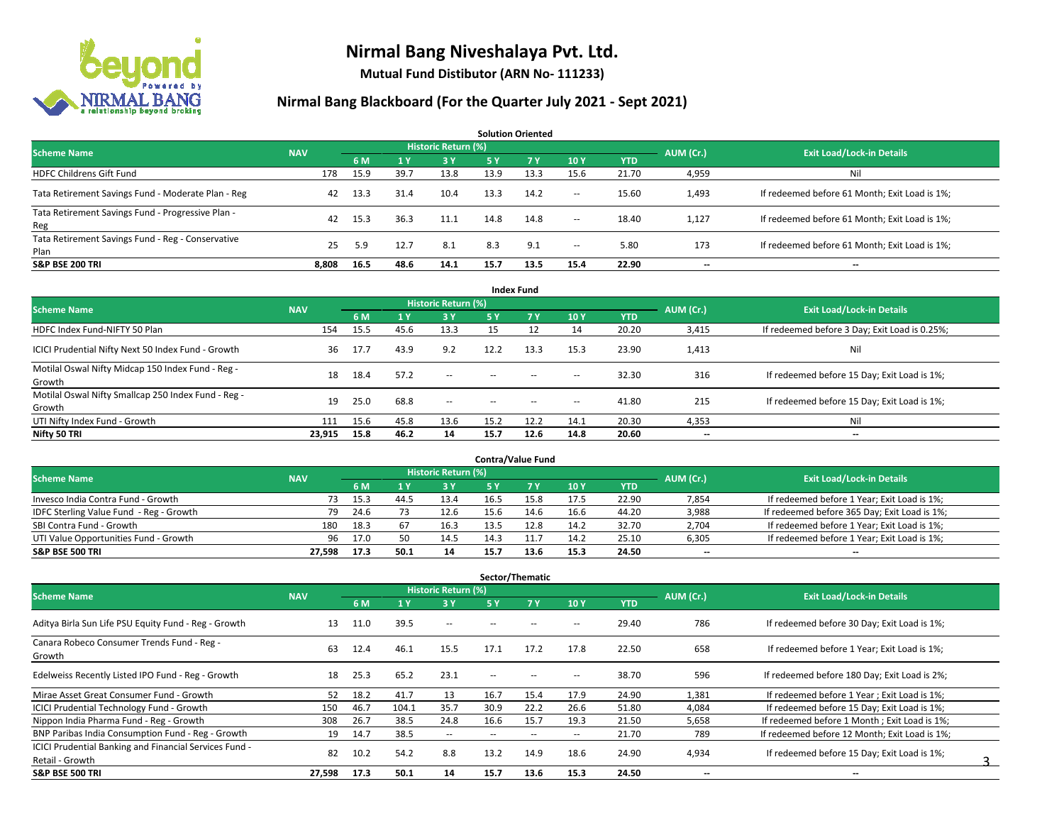# Nirmal Bang Niveshalaya Pvt. Ltd.

**Mutual Fund Distibutor (ARN No- 111233)**

## Nirmal Bang Blackboard (For the Quarter July 2021 - Sept 2021)

### Solution Oriented

| Scheme Name | NAV | Historic Return (%) | | | | | | | AUM (Cr.) | Exit Load/Lock-in Details |
|---|---|---|---|---|---|---|---|---|---|---|
| | | 6 M | 1 Y | 3 Y | 5 Y | 7 Y | 10 Y | YTD | | |
| HDFC Childrens Gift Fund | 178 | 15.9 | 39.7 | 13.8 | 13.9 | 13.3 | 15.6 | 21.70 | 4,959 | Nil |
| Tata Retirement Savings Fund - Moderate Plan - Reg | 42 | 13.3 | 31.4 | 10.4 | 13.3 | 14.2 | -- | 15.60 | 1,493 | If redeemed before 61 Month; Exit Load is 1%; |
| Tata Retirement Savings Fund - Progressive Plan - Reg | 42 | 15.3 | 36.3 | 11.1 | 14.8 | 14.8 | -- | 18.40 | 1,127 | If redeemed before 61 Month; Exit Load is 1%; |
| Tata Retirement Savings Fund - Reg - Conservative Plan | 25 | 5.9 | 12.7 | 8.1 | 8.3 | 9.1 | -- | 5.80 | 173 | If redeemed before 61 Month; Exit Load is 1%; |
| **S&P BSE 200 TRI** | **8,808** | **16.5** | **48.6** | **14.1** | **15.7** | **13.5** | **15.4** | **22.90** | **--** | **--** |

### Index Fund

| Scheme Name | NAV | Historic Return (%) | | | | | | | AUM (Cr.) | Exit Load/Lock-in Details |
|---|---|---|---|---|---|---|---|---|---|---|
| | | 6 M | 1 Y | 3 Y | 5 Y | 7 Y | 10 Y | YTD | | |
| HDFC Index Fund-NIFTY 50 Plan | 154 | 15.5 | 45.6 | 13.3 | 15 | 12 | 14 | 20.20 | 3,415 | If redeemed before 3 Day; Exit Load is 0.25%; |
| ICICI Prudential Nifty Next 50 Index Fund - Growth | 36 | 17.7 | 43.9 | 9.2 | 12.2 | 13.3 | 15.3 | 23.90 | 1,413 | Nil |
| Motilal Oswal Nifty Midcap 150 Index Fund - Reg - Growth | 18 | 18.4 | 57.2 | -- | -- | -- | -- | 32.30 | 316 | If redeemed before 15 Day; Exit Load is 1%; |
| Motilal Oswal Nifty Smallcap 250 Index Fund - Reg - Growth | 19 | 25.0 | 68.8 | -- | -- | -- | -- | 41.80 | 215 | If redeemed before 15 Day; Exit Load is 1%; |
| UTI Nifty Index Fund - Growth | 111 | 15.6 | 45.8 | 13.6 | 15.2 | 12.2 | 14.1 | 20.30 | 4,353 | Nil |
| **Nifty 50 TRI** | **23,915** | **15.8** | **46.2** | **14** | **15.7** | **12.6** | **14.8** | **20.60** | **--** | **--** |

### Contra/Value Fund

| Scheme Name | NAV | Historic Return (%) | | | | | | | AUM (Cr.) | Exit Load/Lock-in Details |
|---|---|---|---|---|---|---|---|---|---|---|
| | | 6 M | 1 Y | 3 Y | 5 Y | 7 Y | 10 Y | YTD | | |
| Invesco India Contra Fund - Growth | 73 | 15.3 | 44.5 | 13.4 | 16.5 | 15.8 | 17.5 | 22.90 | 7,854 | If redeemed before 1 Year; Exit Load is 1%; |
| IDFC Sterling Value Fund - Reg - Growth | 79 | 24.6 | 73 | 12.6 | 15.6 | 14.6 | 16.6 | 44.20 | 3,988 | If redeemed before 365 Day; Exit Load is 1%; |
| SBI Contra Fund - Growth | 180 | 18.3 | 67 | 16.3 | 13.5 | 12.8 | 14.2 | 32.70 | 2,704 | If redeemed before 1 Year; Exit Load is 1%; |
| UTI Value Opportunities Fund - Growth | 96 | 17.0 | 50 | 14.5 | 14.3 | 11.7 | 14.2 | 25.10 | 6,305 | If redeemed before 1 Year; Exit Load is 1%; |
| **S&P BSE 500 TRI** | **27,598** | **17.3** | **50.1** | **14** | **15.7** | **13.6** | **15.3** | **24.50** | **--** | **--** |

### Sector/Thematic

| Scheme Name | NAV | Historic Return (%) | | | | | | | AUM (Cr.) | Exit Load/Lock-in Details |
|---|---|---|---|---|---|---|---|---|---|---|
| | | 6 M | 1 Y | 3 Y | 5 Y | 7 Y | 10 Y | YTD | | |
| Aditya Birla Sun Life PSU Equity Fund - Reg - Growth | 13 | 11.0 | 39.5 | -- | -- | -- | -- | 29.40 | 786 | If redeemed before 30 Day; Exit Load is 1%; |
| Canara Robeco Consumer Trends Fund - Reg - Growth | 63 | 12.4 | 46.1 | 15.5 | 17.1 | 17.2 | 17.8 | 22.50 | 658 | If redeemed before 1 Year; Exit Load is 1%; |
| Edelweiss Recently Listed IPO Fund - Reg - Growth | 18 | 25.3 | 65.2 | 23.1 | -- | -- | -- | 38.70 | 596 | If redeemed before 180 Day; Exit Load is 2%; |
| Mirae Asset Great Consumer Fund - Growth | 52 | 18.2 | 41.7 | 13 | 16.7 | 15.4 | 17.9 | 24.90 | 1,381 | If redeemed before 1 Year ; Exit Load is 1%; |
| ICICI Prudential Technology Fund - Growth | 150 | 46.7 | 104.1 | 35.7 | 30.9 | 22.2 | 26.6 | 51.80 | 4,084 | If redeemed before 15 Day; Exit Load is 1%; |
| Nippon India Pharma Fund - Reg - Growth | 308 | 26.7 | 38.5 | 24.8 | 16.6 | 15.7 | 19.3 | 21.50 | 5,658 | If redeemed before 1 Month ; Exit Load is 1%; |
| BNP Paribas India Consumption Fund - Reg - Growth | 19 | 14.7 | 38.5 | -- | -- | -- | -- | 21.70 | 789 | If redeemed before 12 Month; Exit Load is 1%; |
| ICICI Prudential Banking and Financial Services Fund - Retail - Growth | 82 | 10.2 | 54.2 | 8.8 | 13.2 | 14.9 | 18.6 | 24.90 | 4,934 | If redeemed before 15 Day; Exit Load is 1%; |
| **S&P BSE 500 TRI** | **27,598** | **17.3** | **50.1** | **14** | **15.7** | **13.6** | **15.3** | **24.50** | **--** | **--** |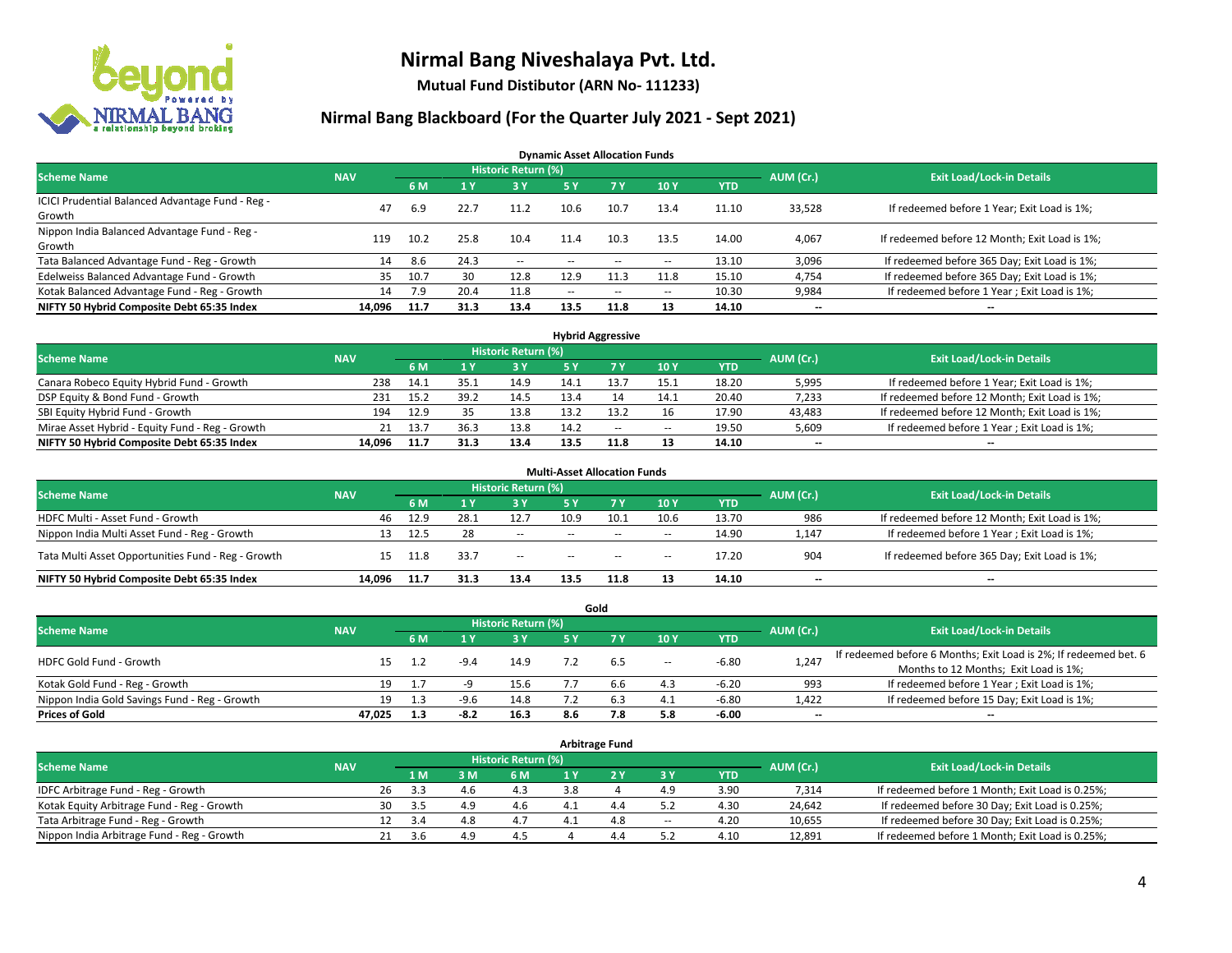# Nirmal Bang Niveshalaya Pvt. Ltd.

**Mutual Fund Distibutor (ARN No- 111233)**

## Nirmal Bang Blackboard (For the Quarter July 2021 - Sept 2021)

### Dynamic Asset Allocation Funds

| Scheme Name | NAV | Historic Return (%) | | | | | | | AUM (Cr.) | Exit Load/Lock-in Details |
|---|---|---|---|---|---|---|---|---|---|---|
| | | 6 M | 1 Y | 3 Y | 5 Y | 7 Y | 10 Y | YTD | | |
| ICICI Prudential Balanced Advantage Fund - Reg - Growth | 47 | 6.9 | 22.7 | 11.2 | 10.6 | 10.7 | 13.4 | 11.10 | 33,528 | If redeemed before 1 Year; Exit Load is 1%; |
| Nippon India Balanced Advantage Fund - Reg - Growth | 119 | 10.2 | 25.8 | 10.4 | 11.4 | 10.3 | 13.5 | 14.00 | 4,067 | If redeemed before 12 Month; Exit Load is 1%; |
| Tata Balanced Advantage Fund - Reg - Growth | 14 | 8.6 | 24.3 | -- | -- | -- | -- | 13.10 | 3,096 | If redeemed before 365 Day; Exit Load is 1%; |
| Edelweiss Balanced Advantage Fund - Growth | 35 | 10.7 | 30 | 12.8 | 12.9 | 11.3 | 11.8 | 15.10 | 4,754 | If redeemed before 365 Day; Exit Load is 1%; |
| Kotak Balanced Advantage Fund - Reg - Growth | 14 | 7.9 | 20.4 | 11.8 | -- | -- | -- | 10.30 | 9,984 | If redeemed before 1 Year ; Exit Load is 1%; |
| **NIFTY 50 Hybrid Composite Debt 65:35 Index** | **14,096** | **11.7** | **31.3** | **13.4** | **13.5** | **11.8** | **13** | **14.10** | **--** | **--** |

### Hybrid Aggressive

| Scheme Name | NAV | Historic Return (%) | | | | | | | AUM (Cr.) | Exit Load/Lock-in Details |
|---|---|---|---|---|---|---|---|---|---|---|
| | | 6 M | 1 Y | 3 Y | 5 Y | 7 Y | 10 Y | YTD | | |
| Canara Robeco Equity Hybrid Fund - Growth | 238 | 14.1 | 35.1 | 14.9 | 14.1 | 13.7 | 15.1 | 18.20 | 5,995 | If redeemed before 1 Year; Exit Load is 1%; |
| DSP Equity & Bond Fund - Growth | 231 | 15.2 | 39.2 | 14.5 | 13.4 | 14 | 14.1 | 20.40 | 7,233 | If redeemed before 12 Month; Exit Load is 1%; |
| SBI Equity Hybrid Fund - Growth | 194 | 12.9 | 35 | 13.8 | 13.2 | 13.2 | 16 | 17.90 | 43,483 | If redeemed before 12 Month; Exit Load is 1%; |
| Mirae Asset Hybrid - Equity Fund - Reg - Growth | 21 | 13.7 | 36.3 | 13.8 | 14.2 | -- | -- | 19.50 | 5,609 | If redeemed before 1 Year ; Exit Load is 1%; |
| **NIFTY 50 Hybrid Composite Debt 65:35 Index** | **14,096** | **11.7** | **31.3** | **13.4** | **13.5** | **11.8** | **13** | **14.10** | **--** | **--** |

### Multi-Asset Allocation Funds

| Scheme Name | NAV | Historic Return (%) | | | | | | | AUM (Cr.) | Exit Load/Lock-in Details |
|---|---|---|---|---|---|---|---|---|---|---|
| | | 6 M | 1 Y | 3 Y | 5 Y | 7 Y | 10 Y | YTD | | |
| HDFC Multi - Asset Fund - Growth | 46 | 12.9 | 28.1 | 12.7 | 10.9 | 10.1 | 10.6 | 13.70 | 986 | If redeemed before 12 Month; Exit Load is 1%; |
| Nippon India Multi Asset Fund - Reg - Growth | 13 | 12.5 | 28 | -- | -- | -- | -- | 14.90 | 1,147 | If redeemed before 1 Year ; Exit Load is 1%; |
| Tata Multi Asset Opportunities Fund - Reg - Growth | 15 | 11.8 | 33.7 | -- | -- | -- | -- | 17.20 | 904 | If redeemed before 365 Day; Exit Load is 1%; |
| **NIFTY 50 Hybrid Composite Debt 65:35 Index** | **14,096** | **11.7** | **31.3** | **13.4** | **13.5** | **11.8** | **13** | **14.10** | **--** | **--** |

### Gold

| Scheme Name | NAV | Historic Return (%) | | | | | | | AUM (Cr.) | Exit Load/Lock-in Details |
|---|---|---|---|---|---|---|---|---|---|---|
| | | 6 M | 1 Y | 3 Y | 5 Y | 7 Y | 10 Y | YTD | | |
| HDFC Gold Fund - Growth | 15 | 1.2 | -9.4 | 14.9 | 7.2 | 6.5 | -- | -6.80 | 1,247 | If redeemed before 6 Months; Exit Load is 2%; If redeemed bet. 6 Months to 12 Months; Exit Load is 1%; |
| Kotak Gold Fund - Reg - Growth | 19 | 1.7 | -9 | 15.6 | 7.7 | 6.6 | 4.3 | -6.20 | 993 | If redeemed before 1 Year ; Exit Load is 1%; |
| Nippon India Gold Savings Fund - Reg - Growth | 19 | 1.3 | -9.6 | 14.8 | 7.2 | 6.3 | 4.1 | -6.80 | 1,422 | If redeemed before 15 Day; Exit Load is 1%; |
| **Prices of Gold** | **47,025** | **1.3** | **-8.2** | **16.3** | **8.6** | **7.8** | **5.8** | **-6.00** | **--** | **--** |

### Arbitrage Fund

| Scheme Name | NAV | Historic Return (%) | | | | | | | AUM (Cr.) | Exit Load/Lock-in Details |
|---|---|---|---|---|---|---|---|---|---|---|
| | | 1 M | 3 M | 6 M | 1 Y | 2 Y | 3 Y | YTD | | |
| IDFC Arbitrage Fund - Reg - Growth | 26 | 3.3 | 4.6 | 4.3 | 3.8 | 4 | 4.9 | 3.90 | 7,314 | If redeemed before 1 Month; Exit Load is 0.25%; |
| Kotak Equity Arbitrage Fund - Reg - Growth | 30 | 3.5 | 4.9 | 4.6 | 4.1 | 4.4 | 5.2 | 4.30 | 24,642 | If redeemed before 30 Day; Exit Load is 0.25%; |
| Tata Arbitrage Fund - Reg - Growth | 12 | 3.4 | 4.8 | 4.7 | 4.1 | 4.8 | -- | 4.20 | 10,655 | If redeemed before 30 Day; Exit Load is 0.25%; |
| Nippon India Arbitrage Fund - Reg - Growth | 21 | 3.6 | 4.9 | 4.5 | 4 | 4.4 | 5.2 | 4.10 | 12,891 | If redeemed before 1 Month; Exit Load is 0.25%; |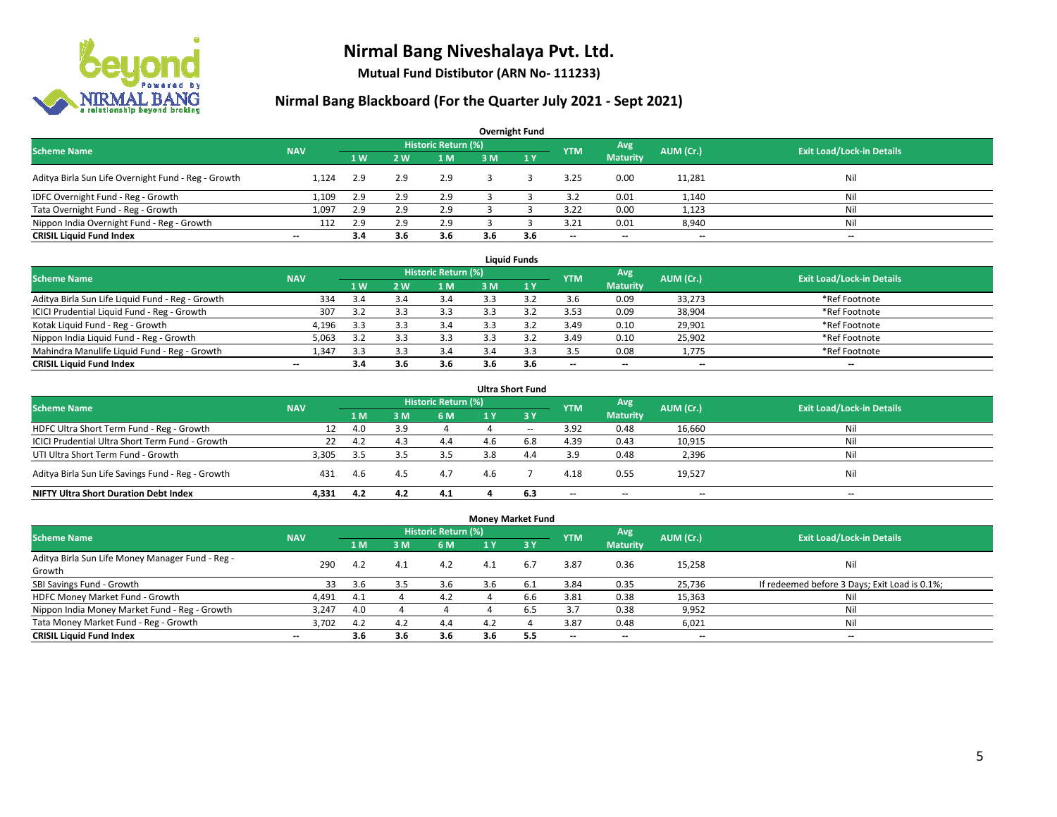# Nirmal Bang Niveshalaya Pvt. Ltd.

**Mutual Fund Distibutor (ARN No- 111233)**

## Nirmal Bang Blackboard (For the Quarter July 2021 - Sept 2021)

### Overnight Fund

| Scheme Name | NAV | Historic Return (%) | | | | | YTM | Avg Maturity | AUM (Cr.) | Exit Load/Lock-in Details |
|---|---|---|---|---|---|---|---|---|---|---|
| | | 1 W | 2 W | 1 M | 3 M | 1 Y | | | | |
| Aditya Birla Sun Life Overnight Fund - Reg - Growth | 1,124 | 2.9 | 2.9 | 2.9 | 3 | 3 | 3.25 | 0.00 | 11,281 | Nil |
| IDFC Overnight Fund - Reg - Growth | 1,109 | 2.9 | 2.9 | 2.9 | 3 | 3 | 3.2 | 0.01 | 1,140 | Nil |
| Tata Overnight Fund - Reg - Growth | 1,097 | 2.9 | 2.9 | 2.9 | 3 | 3 | 3.22 | 0.00 | 1,123 | Nil |
| Nippon India Overnight Fund - Reg - Growth | 112 | 2.9 | 2.9 | 2.9 | 3 | 3 | 3.21 | 0.01 | 8,940 | Nil |
| **CRISIL Liquid Fund Index** | -- | **3.4** | **3.6** | **3.6** | **3.6** | **3.6** | -- | -- | -- | -- |

### Liquid Funds

| Scheme Name | NAV | Historic Return (%) | | | | | YTM | Avg Maturity | AUM (Cr.) | Exit Load/Lock-in Details |
|---|---|---|---|---|---|---|---|---|---|---|
| | | 1 W | 2 W | 1 M | 3 M | 1 Y | | | | |
| Aditya Birla Sun Life Liquid Fund - Reg - Growth | 334 | 3.4 | 3.4 | 3.4 | 3.3 | 3.2 | 3.6 | 0.09 | 33,273 | *Ref Footnote |
| ICICI Prudential Liquid Fund - Reg - Growth | 307 | 3.2 | 3.3 | 3.3 | 3.3 | 3.2 | 3.53 | 0.09 | 38,904 | *Ref Footnote |
| Kotak Liquid Fund - Reg - Growth | 4,196 | 3.3 | 3.3 | 3.4 | 3.3 | 3.2 | 3.49 | 0.10 | 29,901 | *Ref Footnote |
| Nippon India Liquid Fund - Reg - Growth | 5,063 | 3.2 | 3.3 | 3.3 | 3.3 | 3.2 | 3.49 | 0.10 | 25,902 | *Ref Footnote |
| Mahindra Manulife Liquid Fund - Reg - Growth | 1,347 | 3.3 | 3.3 | 3.4 | 3.4 | 3.3 | 3.5 | 0.08 | 1,775 | *Ref Footnote |
| **CRISIL Liquid Fund Index** | -- | **3.4** | **3.6** | **3.6** | **3.6** | **3.6** | -- | -- | -- | -- |

### Ultra Short Fund

| Scheme Name | NAV | Historic Return (%) | | | | | YTM | Avg Maturity | AUM (Cr.) | Exit Load/Lock-in Details |
|---|---|---|---|---|---|---|---|---|---|---|
| | | 1 M | 3 M | 6 M | 1 Y | 3 Y | | | | |
| HDFC Ultra Short Term Fund - Reg - Growth | 12 | 4.0 | 3.9 | 4 | 4 | -- | 3.92 | 0.48 | 16,660 | Nil |
| ICICI Prudential Ultra Short Term Fund - Growth | 22 | 4.2 | 4.3 | 4.4 | 4.6 | 6.8 | 4.39 | 0.43 | 10,915 | Nil |
| UTI Ultra Short Term Fund - Growth | 3,305 | 3.5 | 3.5 | 3.5 | 3.8 | 4.4 | 3.9 | 0.48 | 2,396 | Nil |
| Aditya Birla Sun Life Savings Fund - Reg - Growth | 431 | 4.6 | 4.5 | 4.7 | 4.6 | 7 | 4.18 | 0.55 | 19,527 | Nil |
| **NIFTY Ultra Short Duration Debt Index** | **4,331** | **4.2** | **4.2** | **4.1** | **4** | **6.3** | -- | -- | -- | -- |

### Money Market Fund

| Scheme Name | NAV | Historic Return (%) | | | | | YTM | Avg Maturity | AUM (Cr.) | Exit Load/Lock-in Details |
|---|---|---|---|---|---|---|---|---|---|---|
| | | 1 M | 3 M | 6 M | 1 Y | 3 Y | | | | |
| Aditya Birla Sun Life Money Manager Fund - Reg - Growth | 290 | 4.2 | 4.1 | 4.2 | 4.1 | 6.7 | 3.87 | 0.36 | 15,258 | Nil |
| SBI Savings Fund - Growth | 33 | 3.6 | 3.5 | 3.6 | 3.6 | 6.1 | 3.84 | 0.35 | 25,736 | If redeemed before 3 Days; Exit Load is 0.1%; |
| HDFC Money Market Fund - Growth | 4,491 | 4.1 | 4 | 4.2 | 4 | 6.6 | 3.81 | 0.38 | 15,363 | Nil |
| Nippon India Money Market Fund - Reg - Growth | 3,247 | 4.0 | 4 | 4 | 4 | 6.5 | 3.7 | 0.38 | 9,952 | Nil |
| Tata Money Market Fund - Reg - Growth | 3,702 | 4.2 | 4.2 | 4.4 | 4.2 | 4 | 3.87 | 0.48 | 6,021 | Nil |
| **CRISIL Liquid Fund Index** | -- | **3.6** | **3.6** | **3.6** | **3.6** | **5.5** | -- | -- | -- | -- |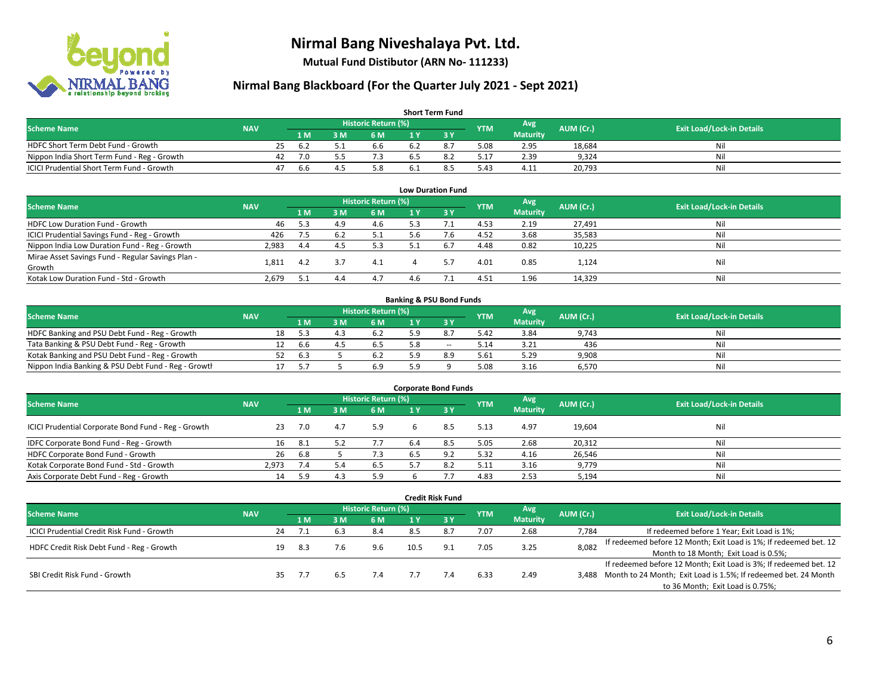# Nirmal Bang Niveshalaya Pvt. Ltd.

**Mutual Fund Distibutor (ARN No- 111233)**

## Nirmal Bang Blackboard (For the Quarter July 2021 - Sept 2021)

### Short Term Fund

| Scheme Name | NAV | Historic Return (%) | | | | | YTM | Avg Maturity | AUM (Cr.) | Exit Load/Lock-in Details |
|---|---|---|---|---|---|---|---|---|---|---|
| | | 1 M | 3 M | 6 M | 1 Y | 3 Y | | | | |
| HDFC Short Term Debt Fund - Growth | 25 | 6.2 | 5.1 | 6.6 | 6.2 | 8.7 | 5.08 | 2.95 | 18,684 | Nil |
| Nippon India Short Term Fund - Reg - Growth | 42 | 7.0 | 5.5 | 7.3 | 6.5 | 8.2 | 5.17 | 2.39 | 9,324 | Nil |
| ICICI Prudential Short Term Fund - Growth | 47 | 6.6 | 4.5 | 5.8 | 6.1 | 8.5 | 5.43 | 4.11 | 20,793 | Nil |

### Low Duration Fund

| Scheme Name | NAV | Historic Return (%) | | | | | YTM | Avg Maturity | AUM (Cr.) | Exit Load/Lock-in Details |
|---|---|---|---|---|---|---|---|---|---|---|
| | | 1 M | 3 M | 6 M | 1 Y | 3 Y | | | | |
| HDFC Low Duration Fund - Growth | 46 | 5.3 | 4.9 | 4.6 | 5.3 | 7.1 | 4.53 | 2.19 | 27,491 | Nil |
| ICICI Prudential Savings Fund - Reg - Growth | 426 | 7.5 | 6.2 | 5.1 | 5.6 | 7.6 | 4.52 | 3.68 | 35,583 | Nil |
| Nippon India Low Duration Fund - Reg - Growth | 2,983 | 4.4 | 4.5 | 5.3 | 5.1 | 6.7 | 4.48 | 0.82 | 10,225 | Nil |
| Mirae Asset Savings Fund - Regular Savings Plan - Growth | 1,811 | 4.2 | 3.7 | 4.1 | 4 | 5.7 | 4.01 | 0.85 | 1,124 | Nil |
| Kotak Low Duration Fund - Std - Growth | 2,679 | 5.1 | 4.4 | 4.7 | 4.6 | 7.1 | 4.51 | 1.96 | 14,329 | Nil |

### Banking & PSU Bond Funds

| Scheme Name | NAV | Historic Return (%) | | | | | YTM | Avg Maturity | AUM (Cr.) | Exit Load/Lock-in Details |
|---|---|---|---|---|---|---|---|---|---|---|
| | | 1 M | 3 M | 6 M | 1 Y | 3 Y | | | | |
| HDFC Banking and PSU Debt Fund - Reg - Growth | 18 | 5.3 | 4.3 | 6.2 | 5.9 | 8.7 | 5.42 | 3.84 | 9,743 | Nil |
| Tata Banking & PSU Debt Fund - Reg - Growth | 12 | 6.6 | 4.5 | 6.5 | 5.8 | -- | 5.14 | 3.21 | 436 | Nil |
| Kotak Banking and PSU Debt Fund - Reg - Growth | 52 | 6.3 | 5 | 6.2 | 5.9 | 8.9 | 5.61 | 5.29 | 9,908 | Nil |
| Nippon India Banking & PSU Debt Fund - Reg - Growth | 17 | 5.7 | 5 | 6.9 | 5.9 | 9 | 5.08 | 3.16 | 6,570 | Nil |

### Corporate Bond Funds

| Scheme Name | NAV | Historic Return (%) | | | | | YTM | Avg Maturity | AUM (Cr.) | Exit Load/Lock-in Details |
|---|---|---|---|---|---|---|---|---|---|---|
| | | 1 M | 3 M | 6 M | 1 Y | 3 Y | | | | |
| ICICI Prudential Corporate Bond Fund - Reg - Growth | 23 | 7.0 | 4.7 | 5.9 | 6 | 8.5 | 5.13 | 4.97 | 19,604 | Nil |
| IDFC Corporate Bond Fund - Reg - Growth | 16 | 8.1 | 5.2 | 7.7 | 6.4 | 8.5 | 5.05 | 2.68 | 20,312 | Nil |
| HDFC Corporate Bond Fund - Growth | 26 | 6.8 | 5 | 7.3 | 6.5 | 9.2 | 5.32 | 4.16 | 26,546 | Nil |
| Kotak Corporate Bond Fund - Std - Growth | 2,973 | 7.4 | 5.4 | 6.5 | 5.7 | 8.2 | 5.11 | 3.16 | 9,779 | Nil |
| Axis Corporate Debt Fund - Reg - Growth | 14 | 5.9 | 4.3 | 5.9 | 6 | 7.7 | 4.83 | 2.53 | 5,194 | Nil |

### Credit Risk Fund

| Scheme Name | NAV | Historic Return (%) | | | | | YTM | Avg Maturity | AUM (Cr.) | Exit Load/Lock-in Details |
|---|---|---|---|---|---|---|---|---|---|---|
| | | 1 M | 3 M | 6 M | 1 Y | 3 Y | | | | |
| ICICI Prudential Credit Risk Fund - Growth | 24 | 7.1 | 6.3 | 8.4 | 8.5 | 8.7 | 7.07 | 2.68 | 7,784 | If redeemed before 1 Year; Exit Load is 1%; |
| HDFC Credit Risk Debt Fund - Reg - Growth | 19 | 8.3 | 7.6 | 9.6 | 10.5 | 9.1 | 7.05 | 3.25 | 8,082 | If redeemed before 12 Month; Exit Load is 1%; If redeemed bet. 12 Month to 18 Month; Exit Load is 0.5%; |
| SBI Credit Risk Fund - Growth | 35 | 7.7 | 6.5 | 7.4 | 7.7 | 7.4 | 6.33 | 2.49 | 3,488 | If redeemed before 12 Month; Exit Load is 3%; If redeemed bet. 12 Month to 24 Month; Exit Load is 1.5%; If redeemed bet. 24 Month to 36 Month; Exit Load is 0.75%; |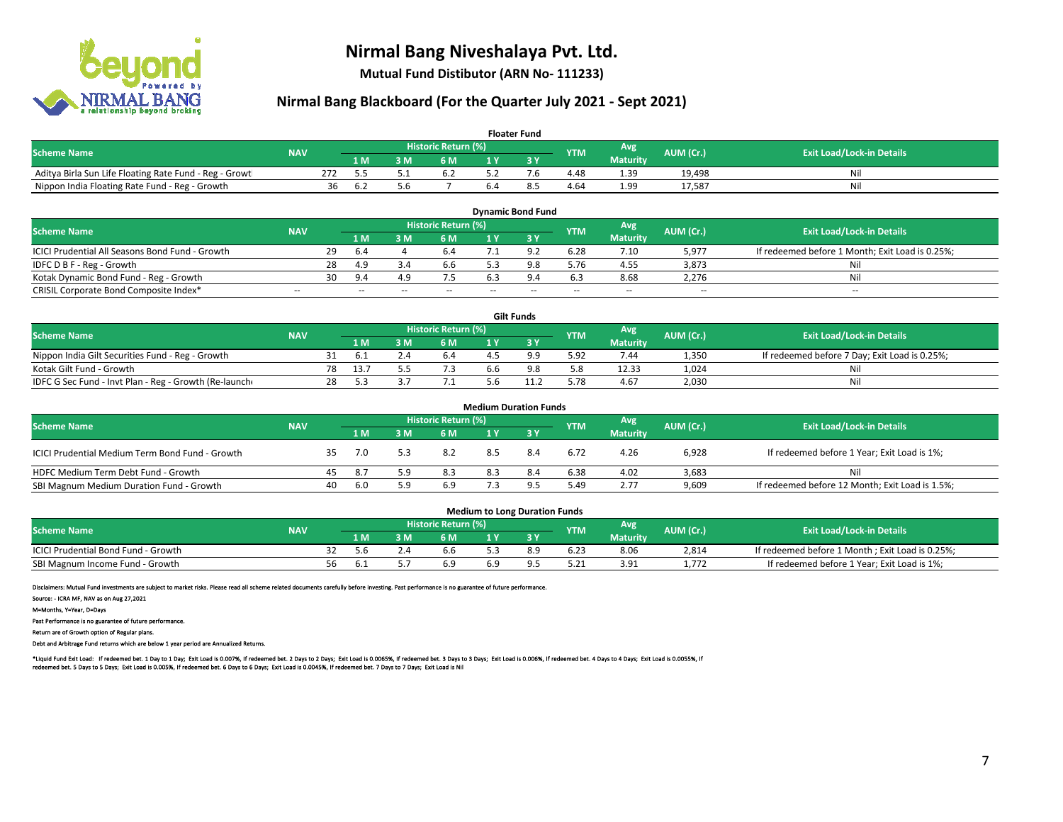# Nirmal Bang Niveshalaya Pvt. Ltd.

**Mutual Fund Distibutor (ARN No- 111233)**

## Nirmal Bang Blackboard (For the Quarter July 2021 - Sept 2021)

### Floater Fund

| Scheme Name | NAV | Historic Return (%) | | | | | YTM | Avg Maturity | AUM (Cr.) | Exit Load/Lock-in Details |
|---|---|---|---|---|---|---|---|---|---|---|
| | | 1 M | 3 M | 6 M | 1 Y | 3 Y | | | | |
| Aditya Birla Sun Life Floating Rate Fund - Reg - Growt | 272 | 5.5 | 5.1 | 6.2 | 5.2 | 7.6 | 4.48 | 1.39 | 19,498 | Nil |
| Nippon India Floating Rate Fund - Reg - Growth | 36 | 6.2 | 5.6 | 7 | 6.4 | 8.5 | 4.64 | 1.99 | 17,587 | Nil |

### Dynamic Bond Fund

| Scheme Name | NAV | Historic Return (%) | | | | | YTM | Avg Maturity | AUM (Cr.) | Exit Load/Lock-in Details |
|---|---|---|---|---|---|---|---|---|---|---|
| | | 1 M | 3 M | 6 M | 1 Y | 3 Y | | | | |
| ICICI Prudential All Seasons Bond Fund - Growth | 29 | 6.4 | 4 | 6.4 | 7.1 | 9.2 | 6.28 | 7.10 | 5,977 | If redeemed before 1 Month; Exit Load is 0.25%; |
| IDFC D B F - Reg - Growth | 28 | 4.9 | 3.4 | 6.6 | 5.3 | 9.8 | 5.76 | 4.55 | 3,873 | Nil |
| Kotak Dynamic Bond Fund - Reg - Growth | 30 | 9.4 | 4.9 | 7.5 | 6.3 | 9.4 | 6.3 | 8.68 | 2,276 | Nil |
| CRISIL Corporate Bond Composite Index* | -- | -- | -- | -- | -- | -- | -- | -- | -- | -- |

### Gilt Funds

| Scheme Name | NAV | Historic Return (%) | | | | | YTM | Avg Maturity | AUM (Cr.) | Exit Load/Lock-in Details |
|---|---|---|---|---|---|---|---|---|---|---|
| | | 1 M | 3 M | 6 M | 1 Y | 3 Y | | | | |
| Nippon India Gilt Securities Fund - Reg - Growth | 31 | 6.1 | 2.4 | 6.4 | 4.5 | 9.9 | 5.92 | 7.44 | 1,350 | If redeemed before 7 Day; Exit Load is 0.25%; |
| Kotak Gilt Fund - Growth | 78 | 13.7 | 5.5 | 7.3 | 6.6 | 9.8 | 5.8 | 12.33 | 1,024 | Nil |
| IDFC G Sec Fund - Invt Plan - Reg - Growth (Re-launch | 28 | 5.3 | 3.7 | 7.1 | 5.6 | 11.2 | 5.78 | 4.67 | 2,030 | Nil |

### Medium Duration Funds

| Scheme Name | NAV | Historic Return (%) | | | | | YTM | Avg Maturity | AUM (Cr.) | Exit Load/Lock-in Details |
|---|---|---|---|---|---|---|---|---|---|---|
| | | 1 M | 3 M | 6 M | 1 Y | 3 Y | | | | |
| ICICI Prudential Medium Term Bond Fund - Growth | 35 | 7.0 | 5.3 | 8.2 | 8.5 | 8.4 | 6.72 | 4.26 | 6,928 | If redeemed before 1 Year; Exit Load is 1%; |
| HDFC Medium Term Debt Fund - Growth | 45 | 8.7 | 5.9 | 8.3 | 8.3 | 8.4 | 6.38 | 4.02 | 3,683 | Nil |
| SBI Magnum Medium Duration Fund - Growth | 40 | 6.0 | 5.9 | 6.9 | 7.3 | 9.5 | 5.49 | 2.77 | 9,609 | If redeemed before 12 Month; Exit Load is 1.5%; |

### Medium to Long Duration Funds

| Scheme Name | NAV | Historic Return (%) | | | | | YTM | Avg Maturity | AUM (Cr.) | Exit Load/Lock-in Details |
|---|---|---|---|---|---|---|---|---|---|---|
| | | 1 M | 3 M | 6 M | 1 Y | 3 Y | | | | |
| ICICI Prudential Bond Fund - Growth | 32 | 5.6 | 2.4 | 6.6 | 5.3 | 8.9 | 6.23 | 8.06 | 2,814 | If redeemed before 1 Month ; Exit Load is 0.25%; |
| SBI Magnum Income Fund - Growth | 56 | 6.1 | 5.7 | 6.9 | 6.9 | 9.5 | 5.21 | 3.91 | 1,772 | If redeemed before 1 Year; Exit Load is 1%; |

Disclaimers: Mutual Fund investments are subject to market risks. Please read all scheme related documents carefully before investing. Past performance is no guarantee of future performance.

Source: - ICRA MF, NAV as on Aug 27,2021

M=Months, Y=Year, D=Days

Past Performance is no guarantee of future performance.

Return are of Growth option of Regular plans.

Debt and Arbitrage Fund returns which are below 1 year period are Annualized Returns.

*Liquid Fund Exit Load: If redeemed bet. 1 Day to 1 Day; Exit Load is 0.007%, If redeemed bet. 2 Days to 2 Days; Exit Load is 0.0065%, If redeemed bet. 3 Days to 3 Days; Exit Load is 0.006%, If redeemed bet. 4 Days to 4 Days; Exit Load is 0.0055%, If redeemed bet. 5 Days to 5 Days; Exit Load is 0.005%, If redeemed bet. 6 Days to 6 Days; Exit Load is 0.0045%, If redeemed bet. 7 Days to 7 Days; Exit Load is Nil